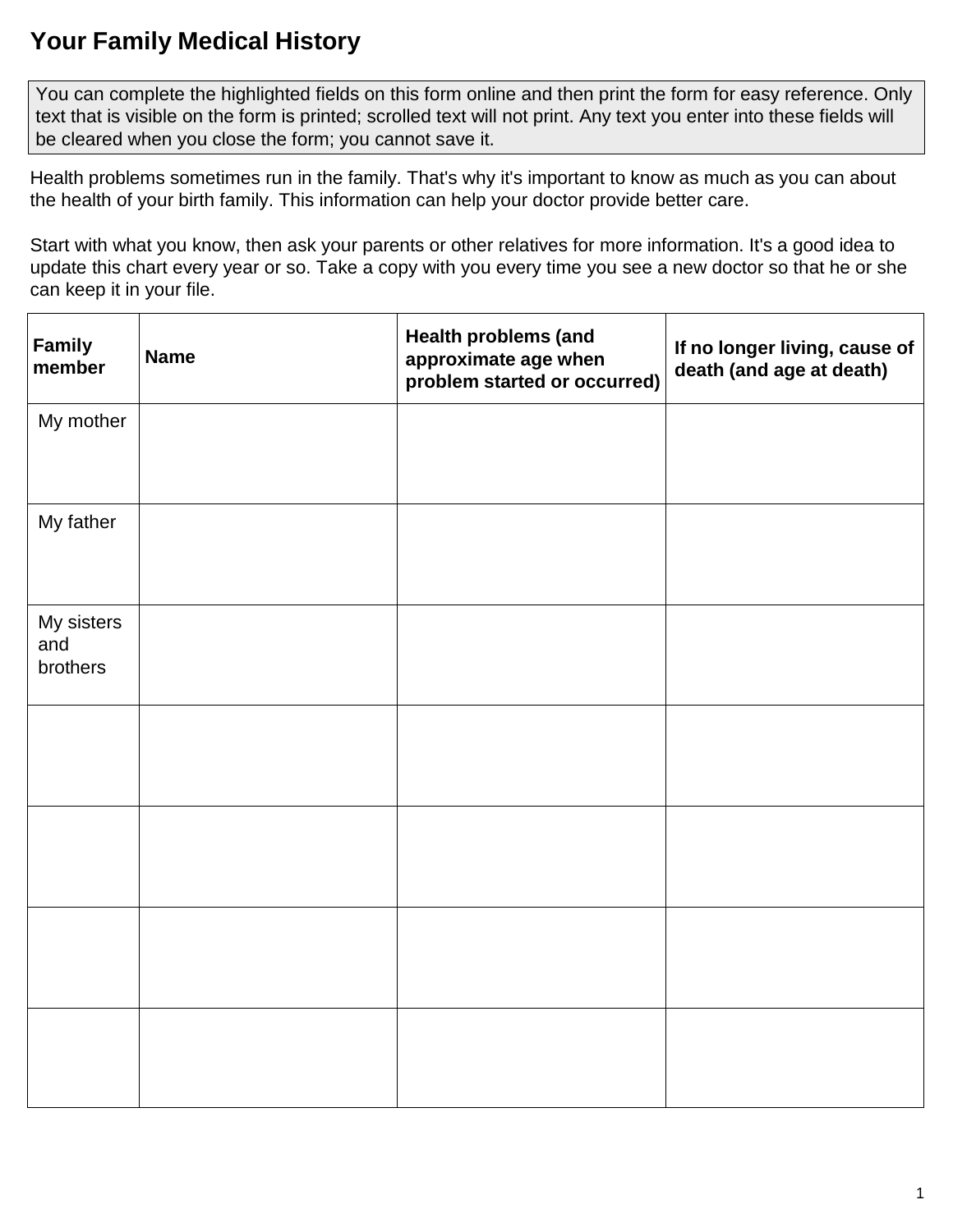# Your Family Medical History

> You can complete the highlighted fields on this form online and then print the form for easy reference. Only text that is visible on the form is printed; scrolled text will not print. Any text you enter into these fields will be cleared when you close the form; you cannot save it.

Health problems sometimes run in the family. That's why it's important to know as much as you can about the health of your birth family. This information can help your doctor provide better care.

Start with what you know, then ask your parents or other relatives for more information. It's a good idea to update this chart every year or so. Take a copy with you every time you see a new doctor so that he or she can keep it in your file.

| Family member | Name | Health problems (and approximate age when problem started or occurred) | If no longer living, cause of death (and age at death) |
|---|---|---|---|
| My mother | | | |
| My father | | | |
| My sisters and brothers | | | |
| | | | |
| | | | |
| | | | |
| | | | |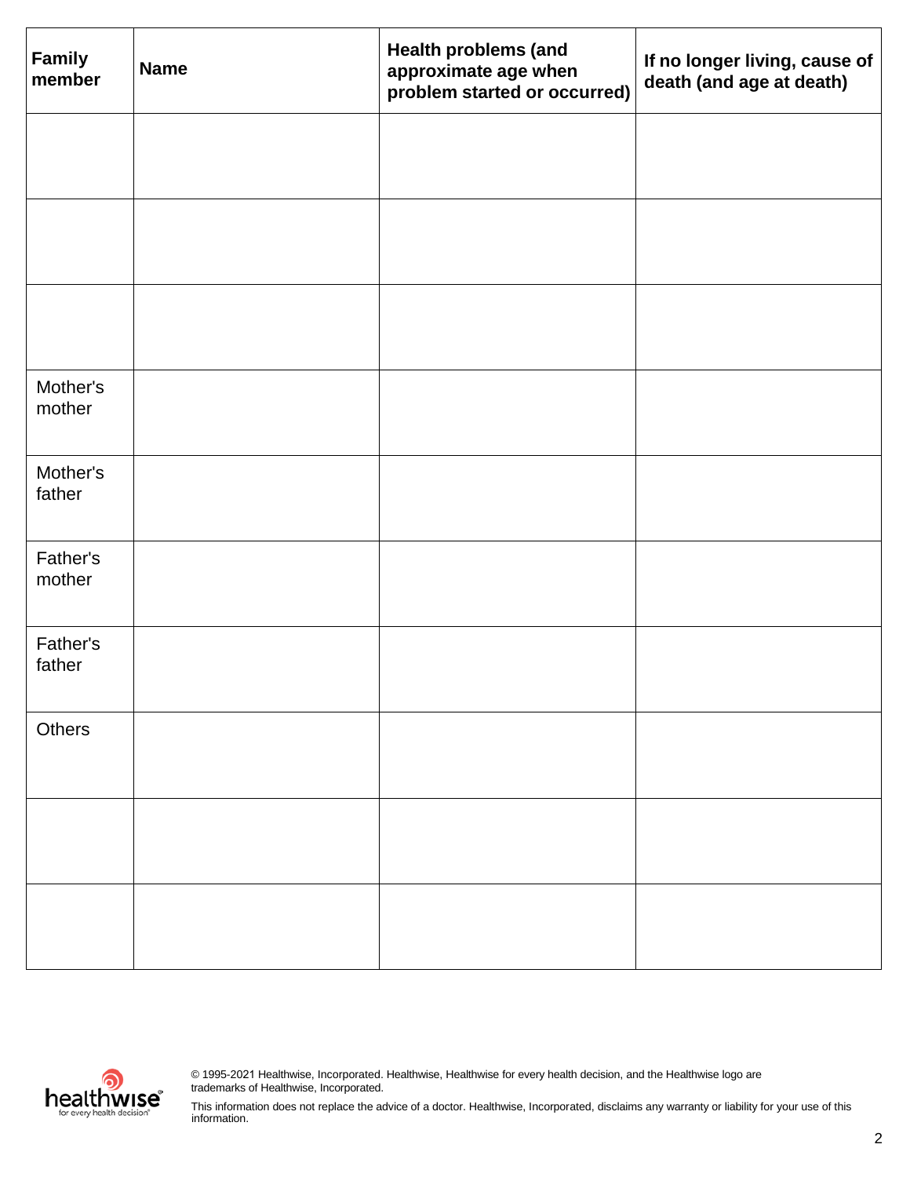| Family member | Name | Health problems (and approximate age when problem started or occurred) | If no longer living, cause of death (and age at death) |
|---|---|---|---|
| | | | |
| | | | |
| | | | |
| Mother's mother | | | |
| Mother's father | | | |
| Father's mother | | | |
| Father's father | | | |
| Others | | | |
| | | | |
| | | | |

© 1995-2021 Healthwise, Incorporated. Healthwise, Healthwise for every health decision, and the Healthwise logo are trademarks of Healthwise, Incorporated.

This information does not replace the advice of a doctor. Healthwise, Incorporated, disclaims any warranty or liability for your use of this information.